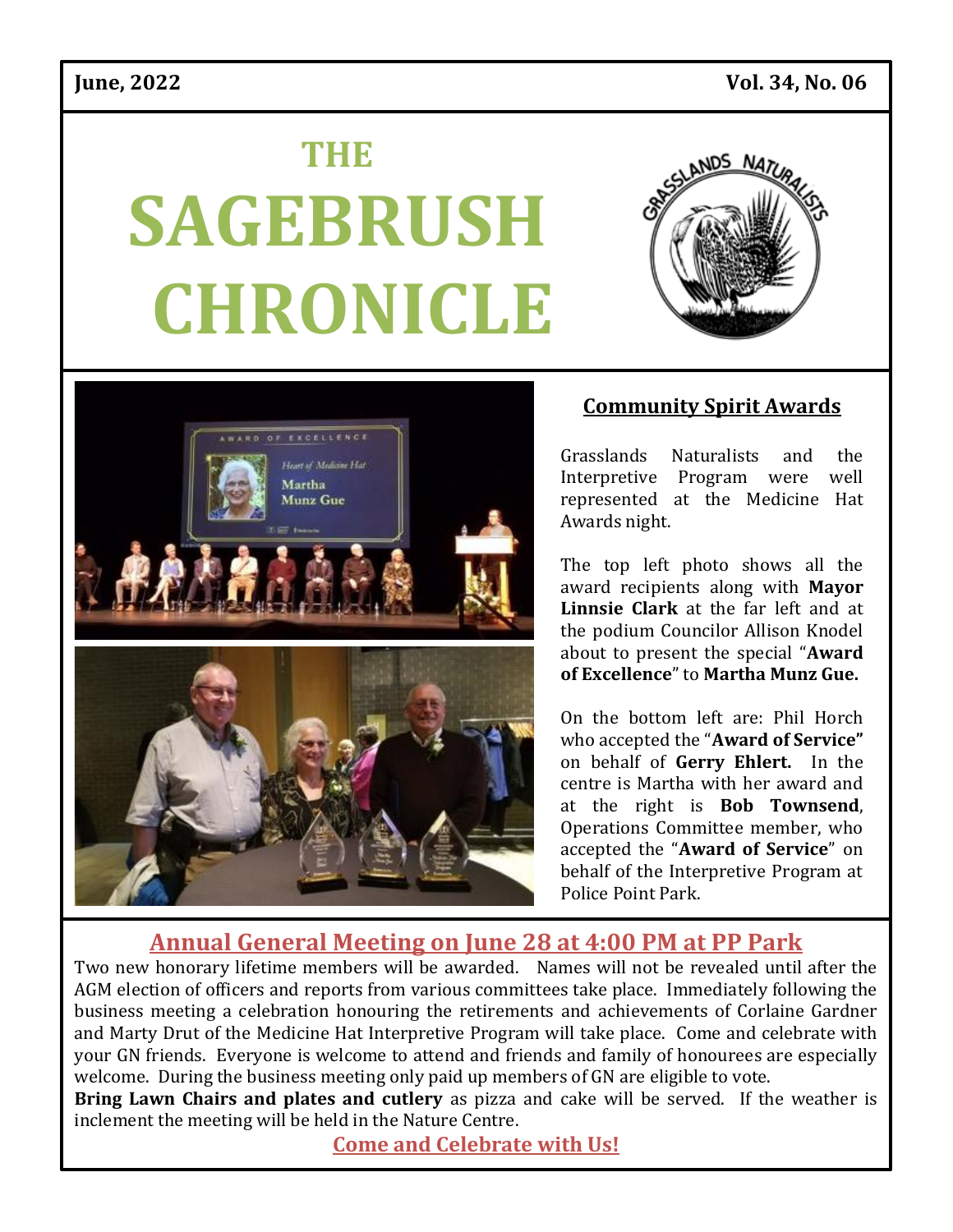June, 2022 Vol. 34, No. 06

# THE SAGEBRUSH CHRONICLE

## Community Spirit Awards

Grasslands Naturalists and the Interpretive Program were well represented at the Medicine Hat Awards night.

The top left photo shows all the award recipients along with **Mayor Linnsie Clark** at the far left and at the podium Councilor Allison Knodel about to present the special "**Award of Excellence**" to **Martha Munz Gue.**

On the bottom left are: Phil Horch who accepted the "**Award of Service"** on behalf of **Gerry Ehlert.** In the centre is Martha with her award and at the right is **Bob Townsend**, Operations Committee member, who accepted the "**Award of Service**" on behalf of the Interpretive Program at Police Point Park.

## Annual General Meeting on June 28 at 4:00 PM at PP Park

Two new honorary lifetime members will be awarded. Names will not be revealed until after the AGM election of officers and reports from various committees take place. Immediately following the business meeting a celebration honouring the retirements and achievements of Corlaine Gardner and Marty Drut of the Medicine Hat Interpretive Program will take place. Come and celebrate with your GN friends. Everyone is welcome to attend and friends and family of honourees are especially welcome. During the business meeting only paid up members of GN are eligible to vote.

**Bring Lawn Chairs and plates and cutlery** as pizza and cake will be served. If the weather is inclement the meeting will be held in the Nature Centre.

**Come and Celebrate with Us!**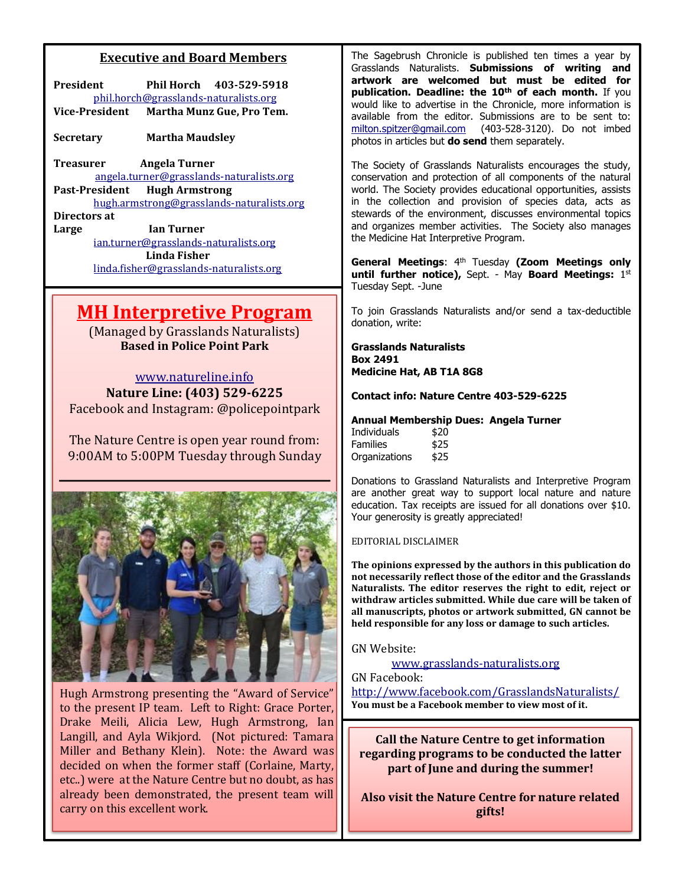## Executive and Board Members

**President** **Phil Horch** **403-529-5918**
phil.horch@grasslands-naturalists.org

**Vice-President** **Martha Munz Gue, Pro Tem.**

**Secretary** **Martha Maudsley**

**Treasurer** **Angela Turner**
angela.turner@grasslands-naturalists.org

**Past-President** **Hugh Armstrong**
hugh.armstrong@grasslands-naturalists.org

**Directors at Large** **Ian Turner**
ian.turner@grasslands-naturalists.org
**Linda Fisher**
linda.fisher@grasslands-naturalists.org

## MH Interpretive Program

(Managed by Grasslands Naturalists)
**Based in Police Point Park**

www.natureline.info
**Nature Line: (403) 529-6225**
Facebook and Instagram: @policepointpark

The Nature Centre is open year round from:
9:00AM to 5:00PM Tuesday through Sunday

Hugh Armstrong presenting the "Award of Service" to the present IP team. Left to Right: Grace Porter, Drake Meili, Alicia Lew, Hugh Armstrong, Ian Langill, and Ayla Wikjord. (Not pictured: Tamara Miller and Bethany Klein). Note: the Award was decided on when the former staff (Corlaine, Marty, etc..) were at the Nature Centre but no doubt, as has already been demonstrated, the present team will carry on this excellent work.

The Sagebrush Chronicle is published ten times a year by Grasslands Naturalists. **Submissions of writing and artwork are welcomed but must be edited for publication. Deadline: the 10th of each month.** If you would like to advertise in the Chronicle, more information is available from the editor. Submissions are to be sent to: milton.spitzer@gmail.com (403-528-3120). Do not imbed photos in articles but **do send** them separately.

The Society of Grasslands Naturalists encourages the study, conservation and protection of all components of the natural world. The Society provides educational opportunities, assists in the collection and provision of species data, acts as stewards of the environment, discusses environmental topics and organizes member activities. The Society also manages the Medicine Hat Interpretive Program.

**General Meetings**: 4th Tuesday **(Zoom Meetings only until further notice),** Sept. - May **Board Meetings:** 1st Tuesday Sept. -June

To join Grasslands Naturalists and/or send a tax-deductible donation, write:

**Grasslands Naturalists**
**Box 2491**
**Medicine Hat, AB T1A 8G8**

**Contact info: Nature Centre 403-529-6225**

**Annual Membership Dues: Angela Turner**

| | |
|---|---|
| Individuals | $20 |
| Families | $25 |
| Organizations | $25 |

Donations to Grassland Naturalists and Interpretive Program are another great way to support local nature and nature education. Tax receipts are issued for all donations over $10. Your generosity is greatly appreciated!

EDITORIAL DISCLAIMER

**The opinions expressed by the authors in this publication do not necessarily reflect those of the editor and the Grasslands Naturalists. The editor reserves the right to edit, reject or withdraw articles submitted. While due care will be taken of all manuscripts, photos or artwork submitted, GN cannot be held responsible for any loss or damage to such articles.**

GN Website:
www.grasslands-naturalists.org
GN Facebook:
http://www.facebook.com/GrasslandsNaturalists/
**You must be a Facebook member to view most of it.**

**Call the Nature Centre to get information regarding programs to be conducted the latter part of June and during the summer!**

**Also visit the Nature Centre for nature related gifts!**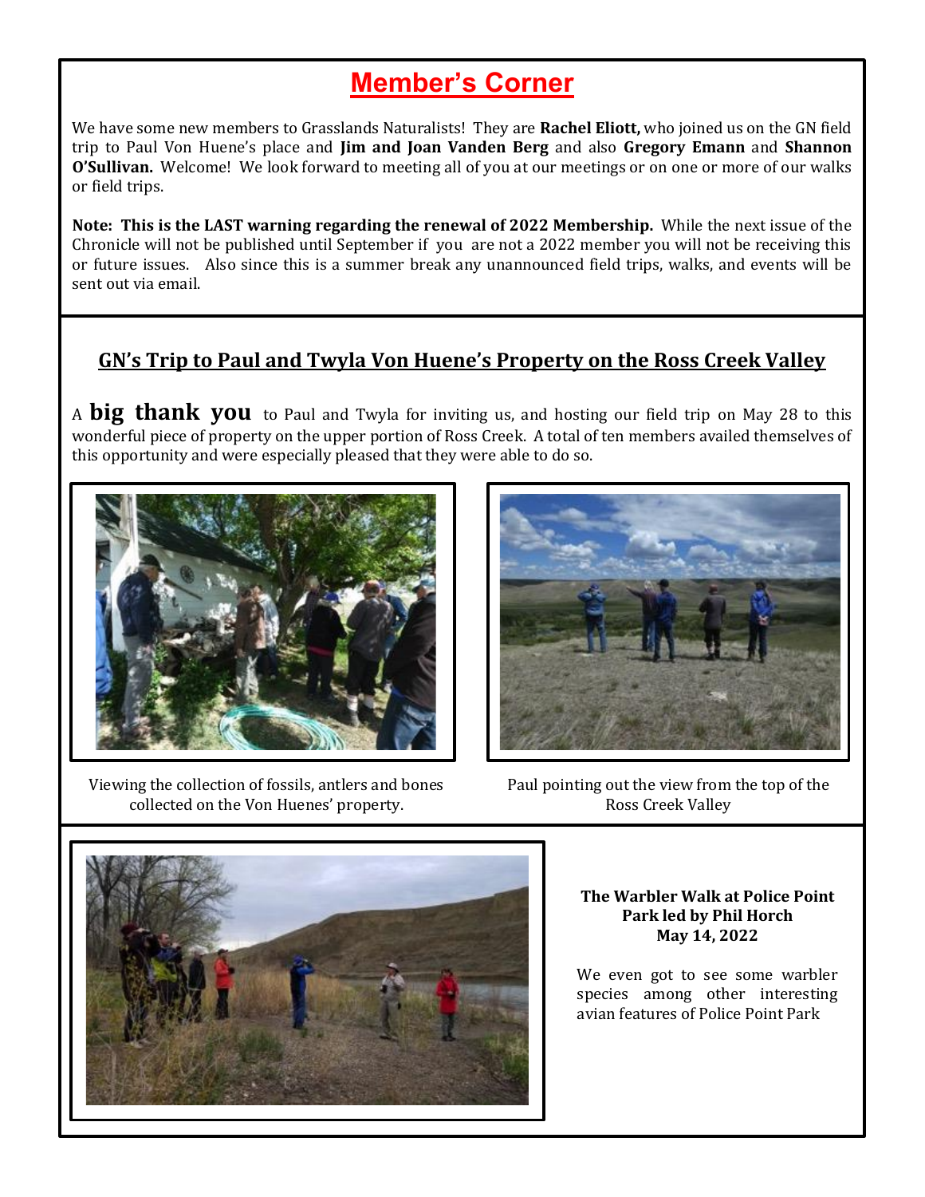# Member's Corner

We have some new members to Grasslands Naturalists! They are **Rachel Eliott,** who joined us on the GN field trip to Paul Von Huene's place and **Jim and Joan Vanden Berg** and also **Gregory Emann** and **Shannon O'Sullivan.** Welcome! We look forward to meeting all of you at our meetings or on one or more of our walks or field trips.

**Note: This is the LAST warning regarding the renewal of 2022 Membership.** While the next issue of the Chronicle will not be published until September if you are not a 2022 member you will not be receiving this or future issues. Also since this is a summer break any unannounced field trips, walks, and events will be sent out via email.

## GN's Trip to Paul and Twyla Von Huene's Property on the Ross Creek Valley

A **big thank you** to Paul and Twyla for inviting us, and hosting our field trip on May 28 to this wonderful piece of property on the upper portion of Ross Creek. A total of ten members availed themselves of this opportunity and were especially pleased that they were able to do so.

Viewing the collection of fossils, antlers and bones collected on the Von Huenes' property.

Paul pointing out the view from the top of the Ross Creek Valley

**The Warbler Walk at Police Point Park led by Phil Horch May 14, 2022**

We even got to see some warbler species among other interesting avian features of Police Point Park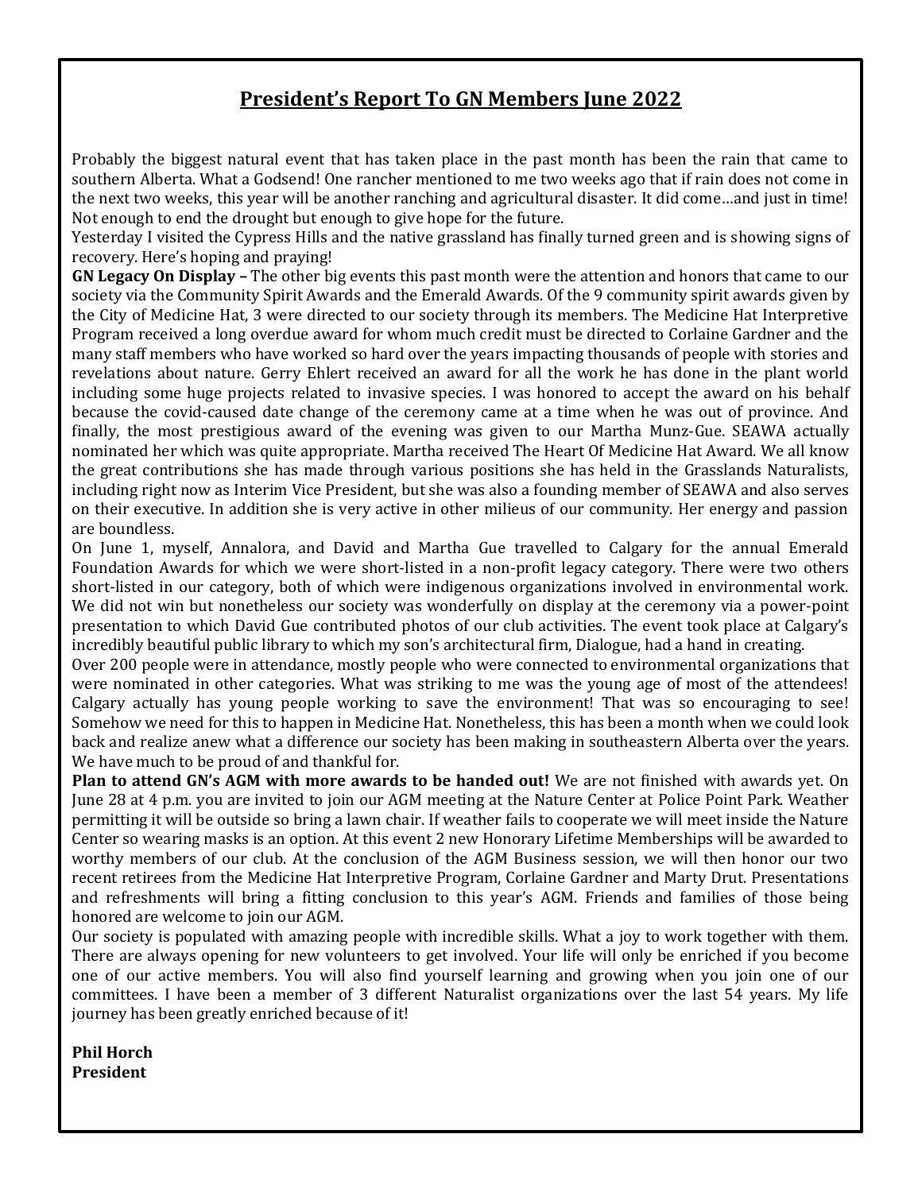## President's Report To GN Members June 2022

Probably the biggest natural event that has taken place in the past month has been the rain that came to southern Alberta. What a Godsend! One rancher mentioned to me two weeks ago that if rain does not come in the next two weeks, this year will be another ranching and agricultural disaster. It did come…and just in time! Not enough to end the drought but enough to give hope for the future.

Yesterday I visited the Cypress Hills and the native grassland has finally turned green and is showing signs of recovery. Here's hoping and praying!

**GN Legacy On Display –** The other big events this past month were the attention and honors that came to our society via the Community Spirit Awards and the Emerald Awards. Of the 9 community spirit awards given by the City of Medicine Hat, 3 were directed to our society through its members. The Medicine Hat Interpretive Program received a long overdue award for whom much credit must be directed to Corlaine Gardner and the many staff members who have worked so hard over the years impacting thousands of people with stories and revelations about nature. Gerry Ehlert received an award for all the work he has done in the plant world including some huge projects related to invasive species. I was honored to accept the award on his behalf because the covid-caused date change of the ceremony came at a time when he was out of province. And finally, the most prestigious award of the evening was given to our Martha Munz-Gue. SEAWA actually nominated her which was quite appropriate. Martha received The Heart Of Medicine Hat Award. We all know the great contributions she has made through various positions she has held in the Grasslands Naturalists, including right now as Interim Vice President, but she was also a founding member of SEAWA and also serves on their executive. In addition she is very active in other milieus of our community. Her energy and passion are boundless.

On June 1, myself, Annalora, and David and Martha Gue travelled to Calgary for the annual Emerald Foundation Awards for which we were short-listed in a non-profit legacy category. There were two others short-listed in our category, both of which were indigenous organizations involved in environmental work. We did not win but nonetheless our society was wonderfully on display at the ceremony via a power-point presentation to which David Gue contributed photos of our club activities. The event took place at Calgary's incredibly beautiful public library to which my son's architectural firm, Dialogue, had a hand in creating.

Over 200 people were in attendance, mostly people who were connected to environmental organizations that were nominated in other categories. What was striking to me was the young age of most of the attendees! Calgary actually has young people working to save the environment! That was so encouraging to see! Somehow we need for this to happen in Medicine Hat. Nonetheless, this has been a month when we could look back and realize anew what a difference our society has been making in southeastern Alberta over the years. We have much to be proud of and thankful for.

**Plan to attend GN's AGM with more awards to be handed out!** We are not finished with awards yet. On June 28 at 4 p.m. you are invited to join our AGM meeting at the Nature Center at Police Point Park. Weather permitting it will be outside so bring a lawn chair. If weather fails to cooperate we will meet inside the Nature Center so wearing masks is an option. At this event 2 new Honorary Lifetime Memberships will be awarded to worthy members of our club. At the conclusion of the AGM Business session, we will then honor our two recent retirees from the Medicine Hat Interpretive Program, Corlaine Gardner and Marty Drut. Presentations and refreshments will bring a fitting conclusion to this year's AGM. Friends and families of those being honored are welcome to join our AGM.

Our society is populated with amazing people with incredible skills. What a joy to work together with them. There are always opening for new volunteers to get involved. Your life will only be enriched if you become one of our active members. You will also find yourself learning and growing when you join one of our committees. I have been a member of 3 different Naturalist organizations over the last 54 years. My life journey has been greatly enriched because of it!

**Phil Horch**
**President**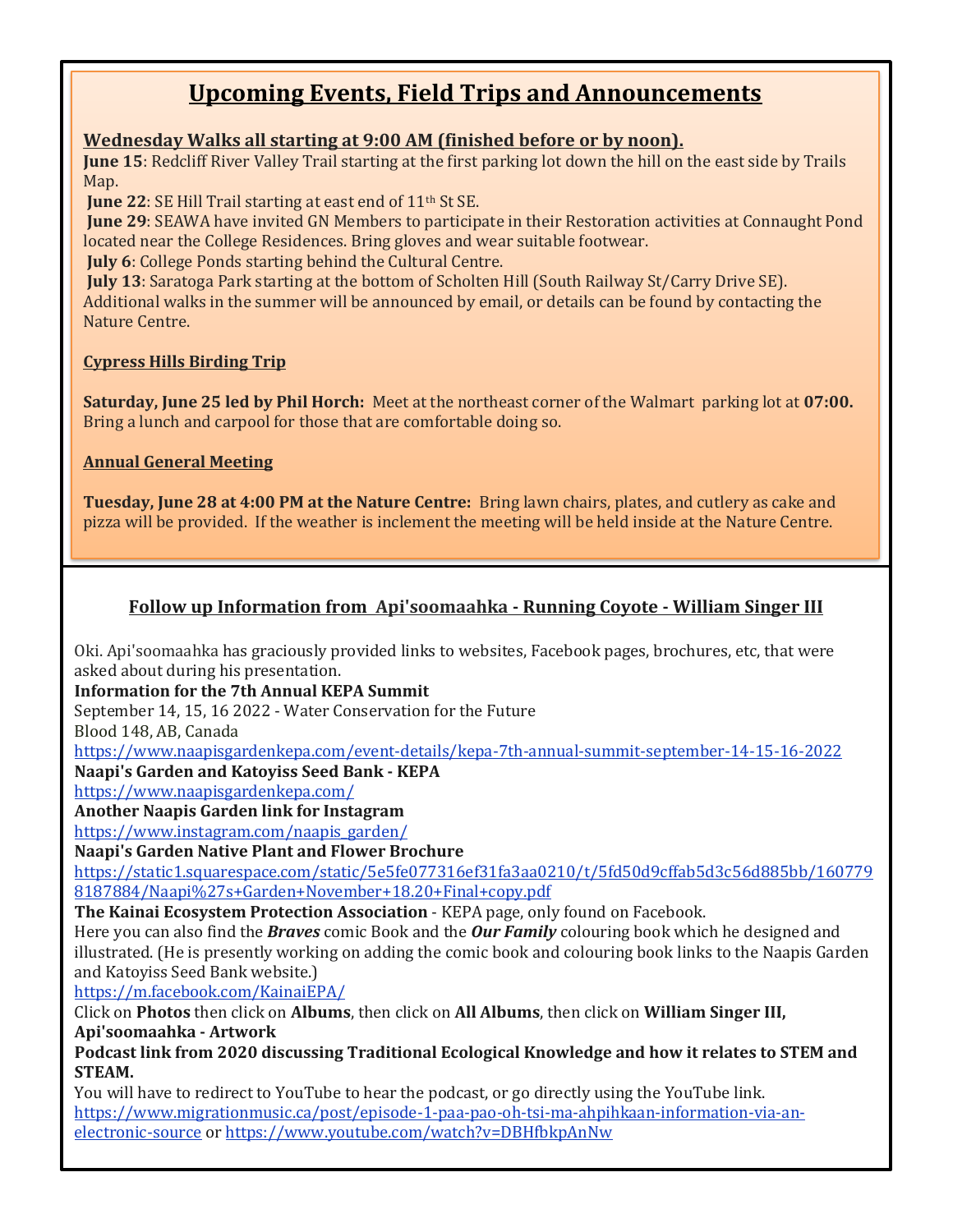## Upcoming Events, Field Trips and Announcements

**Wednesday Walks all starting at 9:00 AM (finished before or by noon).**

**June 15**: Redcliff River Valley Trail starting at the first parking lot down the hill on the east side by Trails Map.

**June 22**: SE Hill Trail starting at east end of 11th St SE.

**June 29**: SEAWA have invited GN Members to participate in their Restoration activities at Connaught Pond located near the College Residences. Bring gloves and wear suitable footwear.

**July 6**: College Ponds starting behind the Cultural Centre.

**July 13**: Saratoga Park starting at the bottom of Scholten Hill (South Railway St/Carry Drive SE).

Additional walks in the summer will be announced by email, or details can be found by contacting the Nature Centre.

**Cypress Hills Birding Trip**

**Saturday, June 25 led by Phil Horch:** Meet at the northeast corner of the Walmart parking lot at **07:00.** Bring a lunch and carpool for those that are comfortable doing so.

**Annual General Meeting**

**Tuesday, June 28 at 4:00 PM at the Nature Centre:** Bring lawn chairs, plates, and cutlery as cake and pizza will be provided. If the weather is inclement the meeting will be held inside at the Nature Centre.

### Follow up Information from Api'soomaahka - Running Coyote - William Singer III

Oki. Api'soomaahka has graciously provided links to websites, Facebook pages, brochures, etc, that were asked about during his presentation.

**Information for the 7th Annual KEPA Summit**

September 14, 15, 16 2022 - Water Conservation for the Future

Blood 148, AB, Canada

https://www.naapisgardenkepa.com/event-details/kepa-7th-annual-summit-september-14-15-16-2022

**Naapi's Garden and Katoyiss Seed Bank - KEPA**

https://www.naapisgardenkepa.com/

**Another Naapis Garden link for Instagram**

https://www.instagram.com/naapis_garden/

**Naapi's Garden Native Plant and Flower Brochure**

https://static1.squarespace.com/static/5e5fe077316ef31fa3aa0210/t/5fd50d9cffab5d3c56d885bb/1607798187884/Naapi%27s+Garden+November+18.20+Final+copy.pdf

**The Kainai Ecosystem Protection Association** - KEPA page, only found on Facebook.

Here you can also find the ***Braves*** comic Book and the ***Our Family*** colouring book which he designed and illustrated. (He is presently working on adding the comic book and colouring book links to the Naapis Garden and Katoyiss Seed Bank website.)

https://m.facebook.com/KainaiEPA/

Click on **Photos** then click on **Albums**, then click on **All Albums**, then click on **William Singer III, Api'soomaahka - Artwork**

**Podcast link from 2020 discussing Traditional Ecological Knowledge and how it relates to STEM and STEAM.**

You will have to redirect to YouTube to hear the podcast, or go directly using the YouTube link.

https://www.migrationmusic.ca/post/episode-1-paa-pao-oh-tsi-ma-ahpihkaan-information-via-an-electronic-source or https://www.youtube.com/watch?v=DBHfbkpAnNw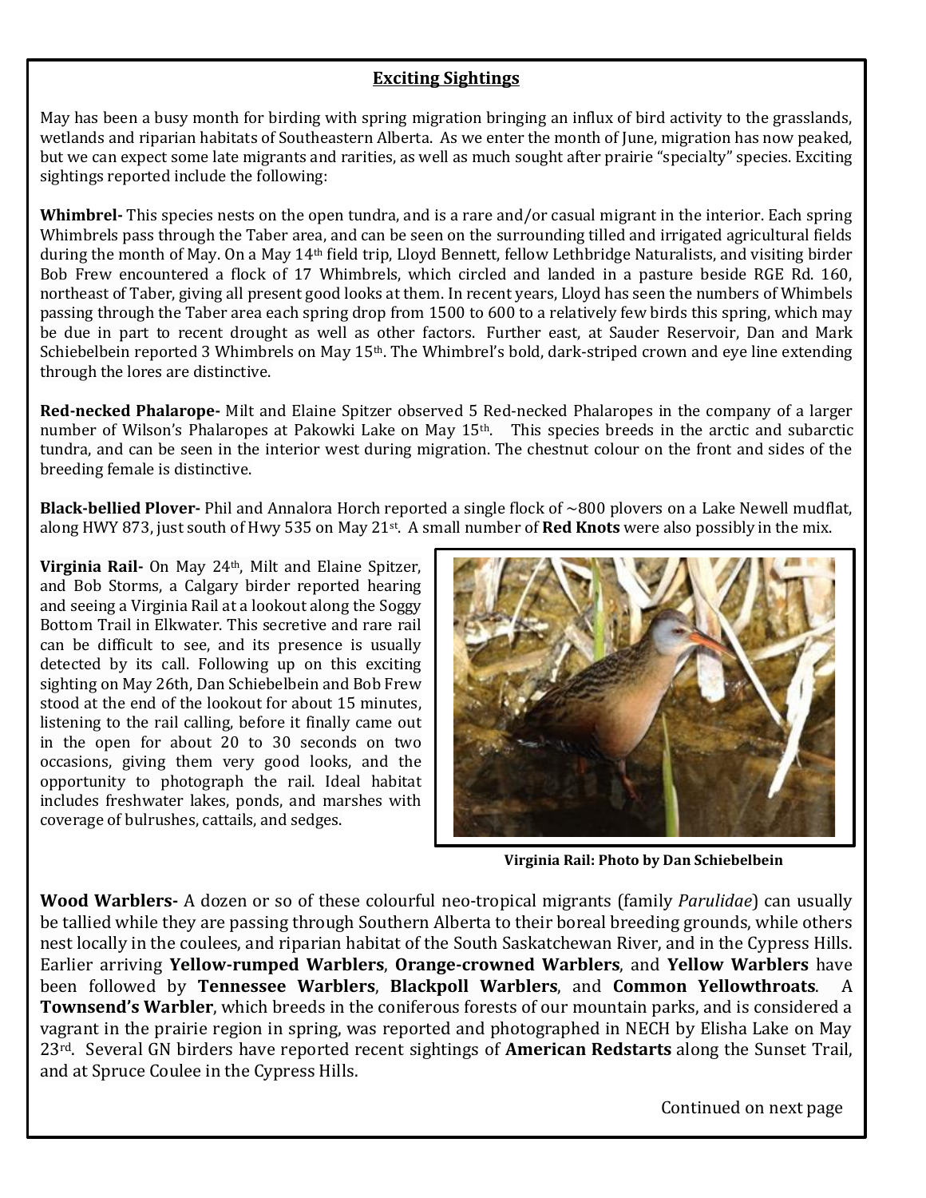## Exciting Sightings

May has been a busy month for birding with spring migration bringing an influx of bird activity to the grasslands, wetlands and riparian habitats of Southeastern Alberta. As we enter the month of June, migration has now peaked, but we can expect some late migrants and rarities, as well as much sought after prairie "specialty" species. Exciting sightings reported include the following:

**Whimbrel-** This species nests on the open tundra, and is a rare and/or casual migrant in the interior. Each spring Whimbrels pass through the Taber area, and can be seen on the surrounding tilled and irrigated agricultural fields during the month of May. On a May 14th field trip, Lloyd Bennett, fellow Lethbridge Naturalists, and visiting birder Bob Frew encountered a flock of 17 Whimbrels, which circled and landed in a pasture beside RGE Rd. 160, northeast of Taber, giving all present good looks at them. In recent years, Lloyd has seen the numbers of Whimbels passing through the Taber area each spring drop from 1500 to 600 to a relatively few birds this spring, which may be due in part to recent drought as well as other factors. Further east, at Sauder Reservoir, Dan and Mark Schiebelbein reported 3 Whimbrels on May 15th. The Whimbrel's bold, dark-striped crown and eye line extending through the lores are distinctive.

**Red-necked Phalarope-** Milt and Elaine Spitzer observed 5 Red-necked Phalaropes in the company of a larger number of Wilson's Phalaropes at Pakowki Lake on May 15th. This species breeds in the arctic and subarctic tundra, and can be seen in the interior west during migration. The chestnut colour on the front and sides of the breeding female is distinctive.

**Black-bellied Plover-** Phil and Annalora Horch reported a single flock of ~800 plovers on a Lake Newell mudflat, along HWY 873, just south of Hwy 535 on May 21st. A small number of **Red Knots** were also possibly in the mix.

**Virginia Rail-** On May 24th, Milt and Elaine Spitzer, and Bob Storms, a Calgary birder reported hearing and seeing a Virginia Rail at a lookout along the Soggy Bottom Trail in Elkwater. This secretive and rare rail can be difficult to see, and its presence is usually detected by its call. Following up on this exciting sighting on May 26th, Dan Schiebelbein and Bob Frew stood at the end of the lookout for about 15 minutes, listening to the rail calling, before it finally came out in the open for about 20 to 30 seconds on two occasions, giving them very good looks, and the opportunity to photograph the rail. Ideal habitat includes freshwater lakes, ponds, and marshes with coverage of bulrushes, cattails, and sedges.

**Virginia Rail: Photo by Dan Schiebelbein**

**Wood Warblers-** A dozen or so of these colourful neo-tropical migrants (family *Parulidae*) can usually be tallied while they are passing through Southern Alberta to their boreal breeding grounds, while others nest locally in the coulees, and riparian habitat of the South Saskatchewan River, and in the Cypress Hills. Earlier arriving **Yellow-rumped Warblers**, **Orange-crowned Warblers**, and **Yellow Warblers** have been followed by **Tennessee Warblers**, **Blackpoll Warblers**, and **Common Yellowthroats**. A **Townsend's Warbler**, which breeds in the coniferous forests of our mountain parks, and is considered a vagrant in the prairie region in spring, was reported and photographed in NECH by Elisha Lake on May 23rd. Several GN birders have reported recent sightings of **American Redstarts** along the Sunset Trail, and at Spruce Coulee in the Cypress Hills.

Continued on next page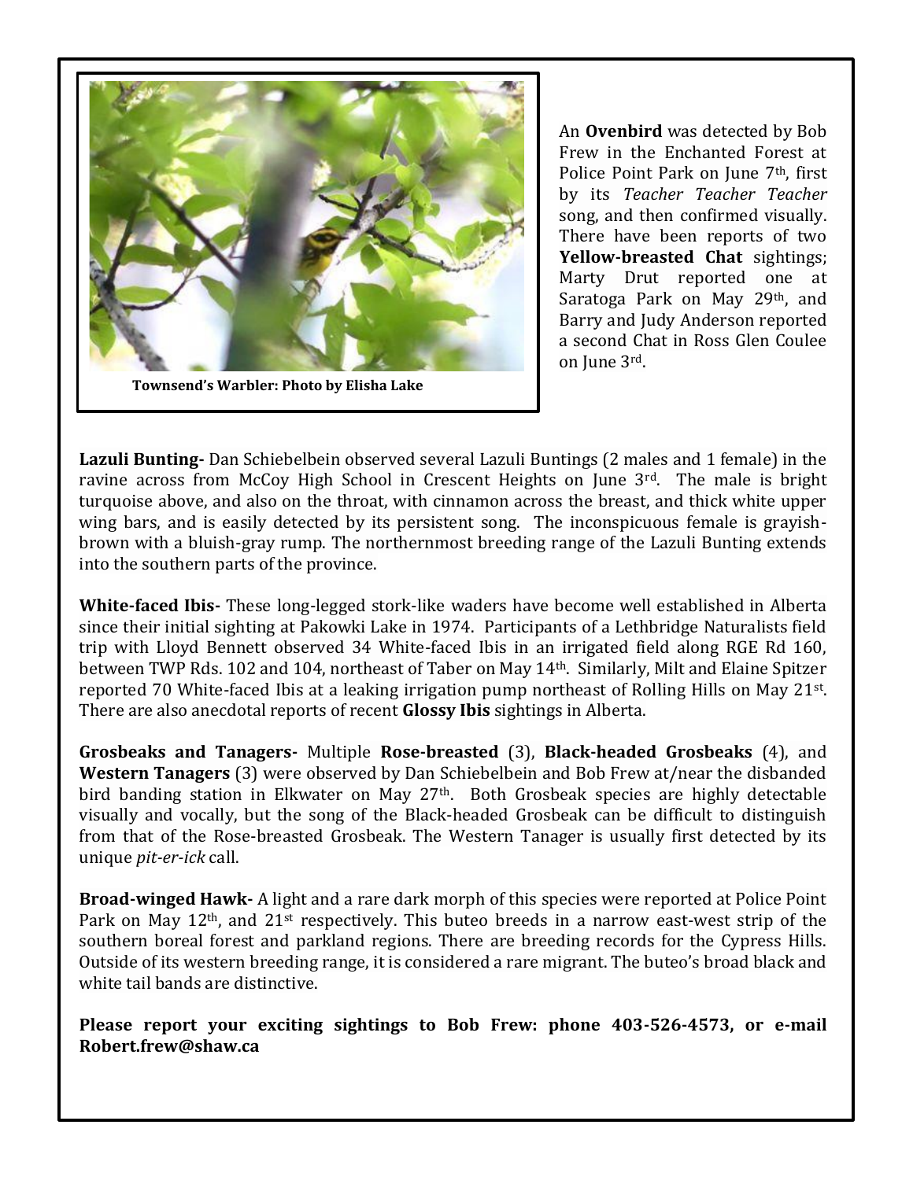Townsend's Warbler: Photo by Elisha Lake

An **Ovenbird** was detected by Bob Frew in the Enchanted Forest at Police Point Park on June 7th, first by its *Teacher Teacher Teacher* song, and then confirmed visually. There have been reports of two **Yellow-breasted Chat** sightings; Marty Drut reported one at Saratoga Park on May 29th, and Barry and Judy Anderson reported a second Chat in Ross Glen Coulee on June 3rd.

**Lazuli Bunting-** Dan Schiebelbein observed several Lazuli Buntings (2 males and 1 female) in the ravine across from McCoy High School in Crescent Heights on June 3rd. The male is bright turquoise above, and also on the throat, with cinnamon across the breast, and thick white upper wing bars, and is easily detected by its persistent song. The inconspicuous female is grayish-brown with a bluish-gray rump. The northernmost breeding range of the Lazuli Bunting extends into the southern parts of the province.

**White-faced Ibis-** These long-legged stork-like waders have become well established in Alberta since their initial sighting at Pakowki Lake in 1974. Participants of a Lethbridge Naturalists field trip with Lloyd Bennett observed 34 White-faced Ibis in an irrigated field along RGE Rd 160, between TWP Rds. 102 and 104, northeast of Taber on May 14th. Similarly, Milt and Elaine Spitzer reported 70 White-faced Ibis at a leaking irrigation pump northeast of Rolling Hills on May 21st. There are also anecdotal reports of recent **Glossy Ibis** sightings in Alberta.

**Grosbeaks and Tanagers-** Multiple **Rose-breasted** (3), **Black-headed Grosbeaks** (4), and **Western Tanagers** (3) were observed by Dan Schiebelbein and Bob Frew at/near the disbanded bird banding station in Elkwater on May 27th. Both Grosbeak species are highly detectable visually and vocally, but the song of the Black-headed Grosbeak can be difficult to distinguish from that of the Rose-breasted Grosbeak. The Western Tanager is usually first detected by its unique *pit-er-ick* call.

**Broad-winged Hawk-** A light and a rare dark morph of this species were reported at Police Point Park on May 12th, and 21st respectively. This buteo breeds in a narrow east-west strip of the southern boreal forest and parkland regions. There are breeding records for the Cypress Hills. Outside of its western breeding range, it is considered a rare migrant. The buteo's broad black and white tail bands are distinctive.

**Please report your exciting sightings to Bob Frew: phone 403-526-4573, or e-mail Robert.frew@shaw.ca**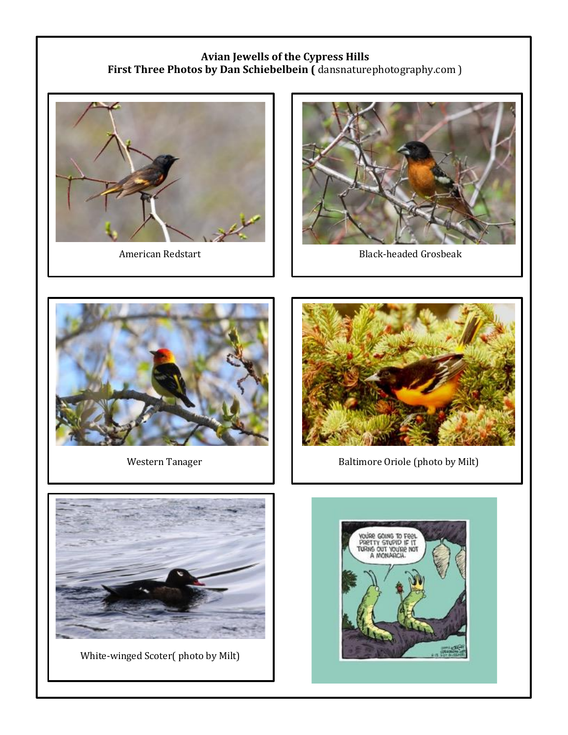**Avian Jewells of the Cypress Hills**
**First Three Photos by Dan Schiebelbein (** dansnaturephotography.com )

American Redstart

Black-headed Grosbeak

Western Tanager

Baltimore Oriole (photo by Milt)

White-winged Scoter( photo by Milt)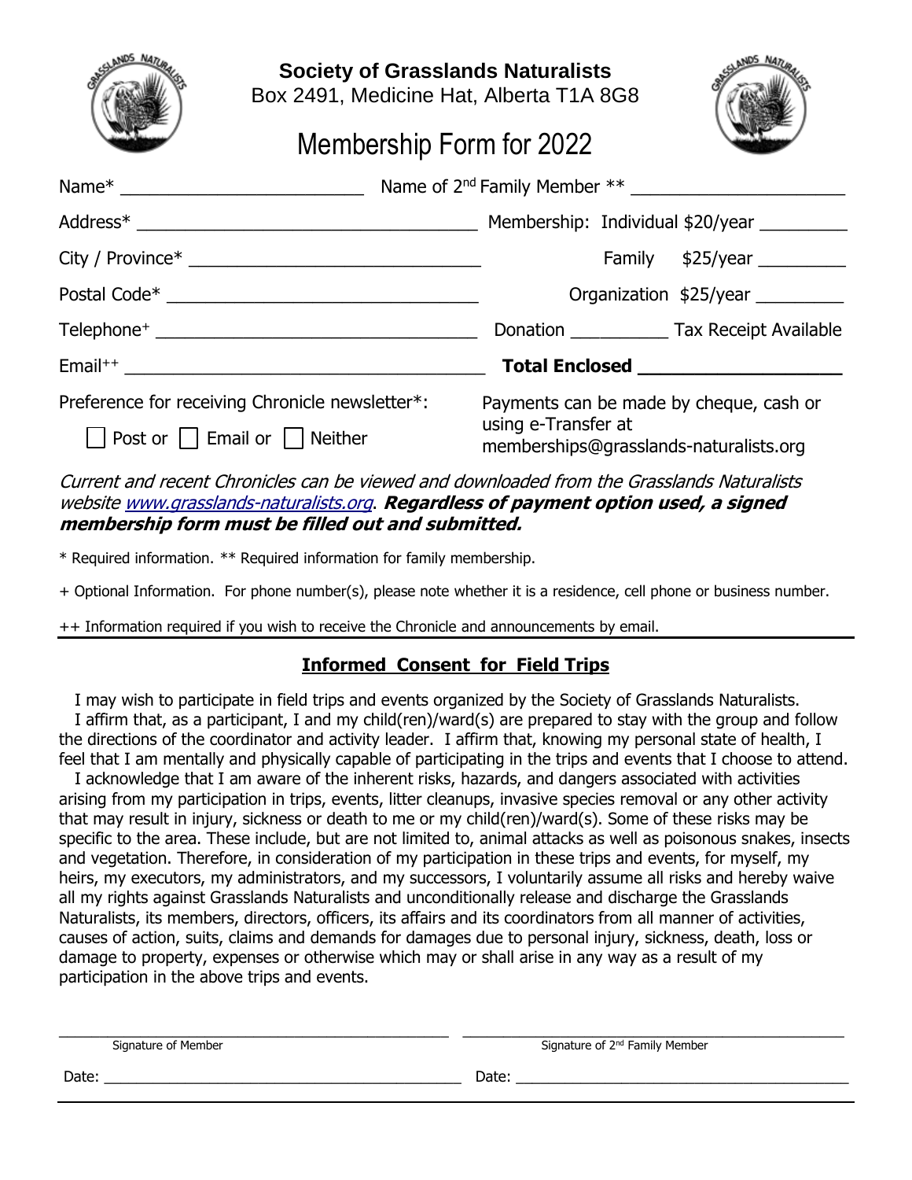# Society of Grasslands Naturalists

Box 2491, Medicine Hat, Alberta T1A 8G8

## Membership Form for 2022

Name* ________________________ Name of 2nd Family Member ** ______________________

Address* ___________________________________ Membership: Individual $20/year _________

City / Province* ______________________________ Family $25/year _________

Postal Code* ________________________________ Organization $25/year _________

Telephone+ _________________________________ Donation __________ Tax Receipt Available

Email++ _____________________________________ **Total Enclosed ___________________**

Preference for receiving Chronicle newsletter*:

☐ Post or ☐ Email or ☐ Neither

Payments can be made by cheque, cash or using e-Transfer at memberships@grasslands-naturalists.org

*Current and recent Chronicles can be viewed and downloaded from the Grasslands Naturalists website [www.grasslands-naturalists.org](http://www.grasslands-naturalists.org).* ***Regardless of payment option used, a signed membership form must be filled out and submitted.***

* Required information. ** Required information for family membership.

+ Optional Information. For phone number(s), please note whether it is a residence, cell phone or business number.

++ Information required if you wish to receive the Chronicle and announcements by email.

---

## Informed Consent for Field Trips

I may wish to participate in field trips and events organized by the Society of Grasslands Naturalists.

I affirm that, as a participant, I and my child(ren)/ward(s) are prepared to stay with the group and follow the directions of the coordinator and activity leader. I affirm that, knowing my personal state of health, I feel that I am mentally and physically capable of participating in the trips and events that I choose to attend.

I acknowledge that I am aware of the inherent risks, hazards, and dangers associated with activities arising from my participation in trips, events, litter cleanups, invasive species removal or any other activity that may result in injury, sickness or death to me or my child(ren)/ward(s). Some of these risks may be specific to the area. These include, but are not limited to, animal attacks as well as poisonous snakes, insects and vegetation. Therefore, in consideration of my participation in these trips and events, for myself, my heirs, my executors, my administrators, and my successors, I voluntarily assume all risks and hereby waive all my rights against Grasslands Naturalists and unconditionally release and discharge the Grasslands Naturalists, its members, directors, officers, its affairs and its coordinators from all manner of activities, causes of action, suits, claims and demands for damages due to personal injury, sickness, death, loss or damage to property, expenses or otherwise which may or shall arise in any way as a result of my participation in the above trips and events.

_______________________________________ _______________________________________

Signature of Member Signature of 2nd Family Member

Date: __________________________________ Date: __________________________________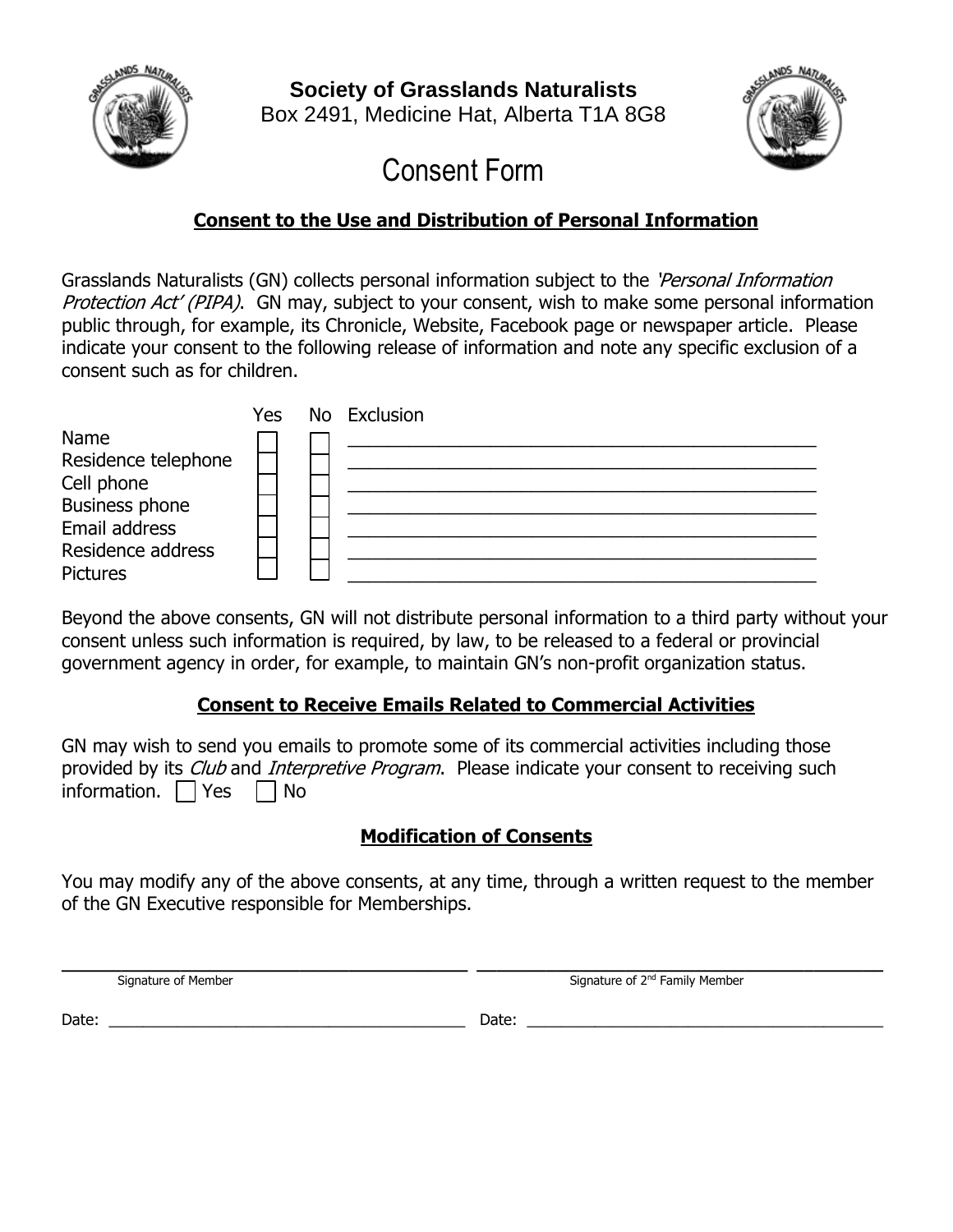**Society of Grasslands Naturalists**
Box 2491, Medicine Hat, Alberta T1A 8G8

# Consent Form

## Consent to the Use and Distribution of Personal Information

Grasslands Naturalists (GN) collects personal information subject to the *'Personal Information Protection Act' (PIPA)*. GN may, subject to your consent, wish to make some personal information public through, for example, its Chronicle, Website, Facebook page or newspaper article. Please indicate your consent to the following release of information and note any specific exclusion of a consent such as for children.

| | Yes | No | Exclusion |
|---|---|---|---|
| Name | ☐ | ☐ | ________________ |
| Residence telephone | ☐ | ☐ | ________________ |
| Cell phone | ☐ | ☐ | ________________ |
| Business phone | ☐ | ☐ | ________________ |
| Email address | ☐ | ☐ | ________________ |
| Residence address | ☐ | ☐ | ________________ |
| Pictures | ☐ | ☐ | ________________ |

Beyond the above consents, GN will not distribute personal information to a third party without your consent unless such information is required, by law, to be released to a federal or provincial government agency in order, for example, to maintain GN's non-profit organization status.

## Consent to Receive Emails Related to Commercial Activities

GN may wish to send you emails to promote some of its commercial activities including those provided by its *Club* and *Interpretive Program*. Please indicate your consent to receiving such information. ☐ Yes ☐ No

## Modification of Consents

You may modify any of the above consents, at any time, through a written request to the member of the GN Executive responsible for Memberships.

________________________________ Signature of Member

________________________________ Signature of 2nd Family Member

Date: ________________________

Date: ________________________